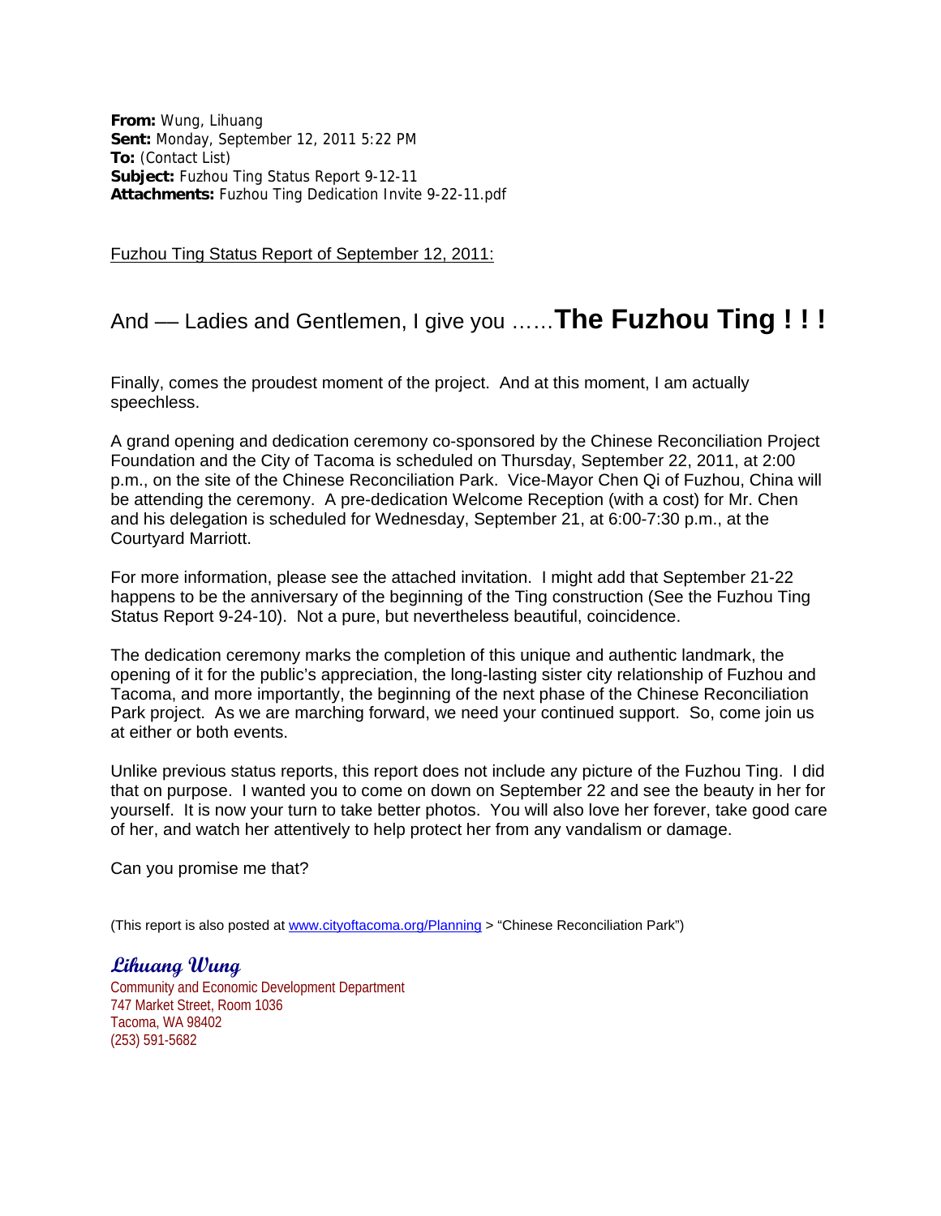**From:** Wung, Lihuang
**Sent:** Monday, September 12, 2011 5:22 PM
**To:** (Contact List)
**Subject:** Fuzhou Ting Status Report 9-12-11
**Attachments:** Fuzhou Ting Dedication Invite 9-22-11.pdf

Fuzhou Ting Status Report of September 12, 2011:

## And — Ladies and Gentlemen, I give you ……**The Fuzhou Ting ! ! !**

Finally, comes the proudest moment of the project. And at this moment, I am actually speechless.

A grand opening and dedication ceremony co-sponsored by the Chinese Reconciliation Project Foundation and the City of Tacoma is scheduled on Thursday, September 22, 2011, at 2:00 p.m., on the site of the Chinese Reconciliation Park. Vice-Mayor Chen Qi of Fuzhou, China will be attending the ceremony. A pre-dedication Welcome Reception (with a cost) for Mr. Chen and his delegation is scheduled for Wednesday, September 21, at 6:00-7:30 p.m., at the Courtyard Marriott.

For more information, please see the attached invitation. I might add that September 21-22 happens to be the anniversary of the beginning of the Ting construction (See the Fuzhou Ting Status Report 9-24-10). Not a pure, but nevertheless beautiful, coincidence.

The dedication ceremony marks the completion of this unique and authentic landmark, the opening of it for the public's appreciation, the long-lasting sister city relationship of Fuzhou and Tacoma, and more importantly, the beginning of the next phase of the Chinese Reconciliation Park project. As we are marching forward, we need your continued support. So, come join us at either or both events.

Unlike previous status reports, this report does not include any picture of the Fuzhou Ting. I did that on purpose. I wanted you to come on down on September 22 and see the beauty in her for yourself. It is now your turn to take better photos. You will also love her forever, take good care of her, and watch her attentively to help protect her from any vandalism or damage.

Can you promise me that?

(This report is also posted at [www.cityoftacoma.org/Planning](www.cityoftacoma.org/Planning) > "Chinese Reconciliation Park")

***Lihuang Wung***
Community and Economic Development Department
747 Market Street, Room 1036
Tacoma, WA 98402
(253) 591-5682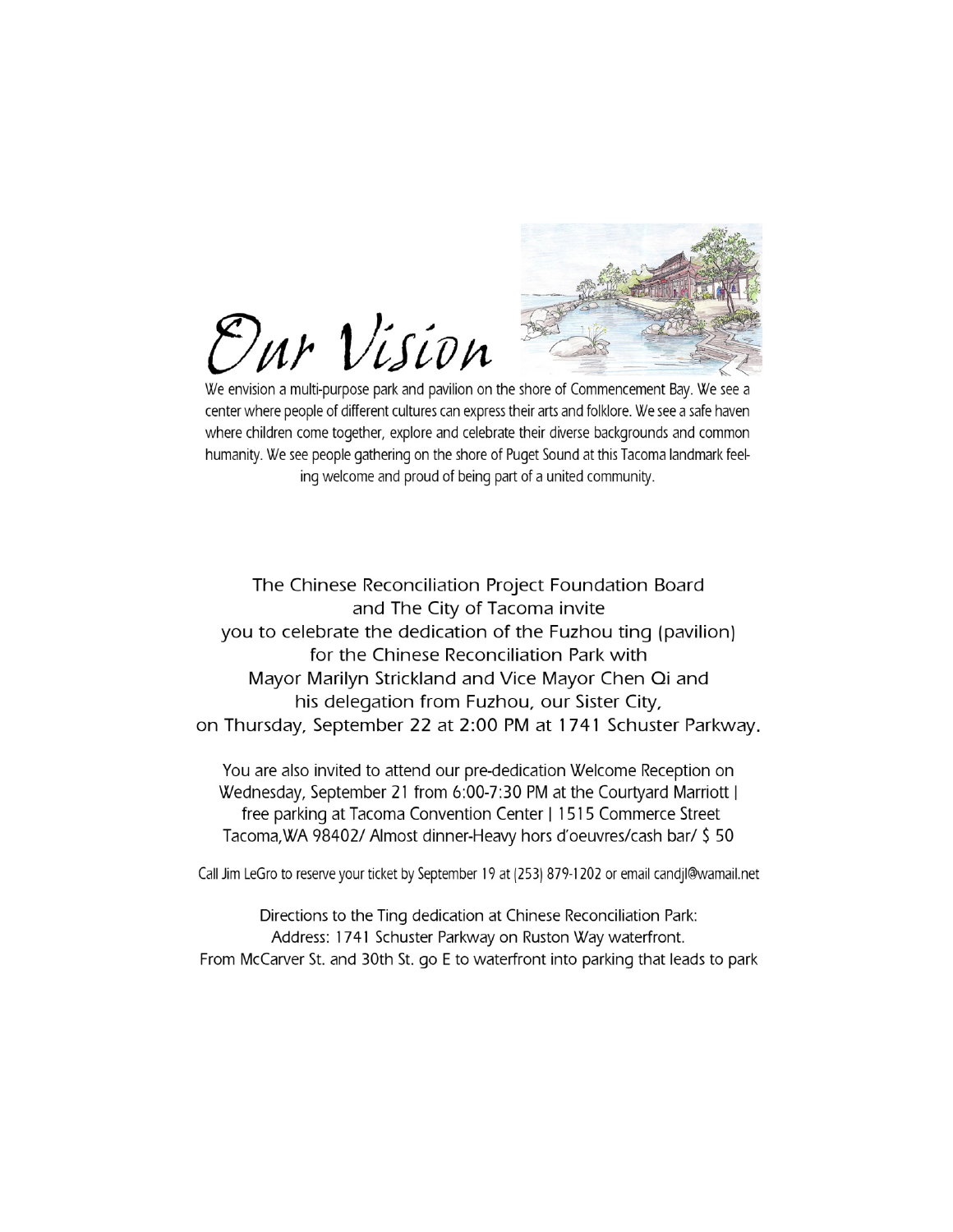# Our Vision

We envision a multi-purpose park and pavilion on the shore of Commencement Bay. We see a center where people of different cultures can express their arts and folklore. We see a safe haven where children come together, explore and celebrate their diverse backgrounds and common humanity. We see people gathering on the shore of Puget Sound at this Tacoma landmark feeling welcome and proud of being part of a united community.

The Chinese Reconciliation Project Foundation Board and The City of Tacoma invite you to celebrate the dedication of the Fuzhou ting (pavilion) for the Chinese Reconciliation Park with Mayor Marilyn Strickland and Vice Mayor Chen Qi and his delegation from Fuzhou, our Sister City, on Thursday, September 22 at 2:00 PM at 1741 Schuster Parkway.

You are also invited to attend our pre-dedication Welcome Reception on Wednesday, September 21 from 6:00-7:30 PM at the Courtyard Marriott | free parking at Tacoma Convention Center | 1515 Commerce Street Tacoma,WA 98402/ Almost dinner-Heavy hors d'oeuvres/cash bar/ $ 50

Call Jim LeGro to reserve your ticket by September 19 at (253) 879-1202 or email candjl@wamail.net

Directions to the Ting dedication at Chinese Reconciliation Park:
Address: 1741 Schuster Parkway on Ruston Way waterfront.
From McCarver St. and 30th St. go E to waterfront into parking that leads to park